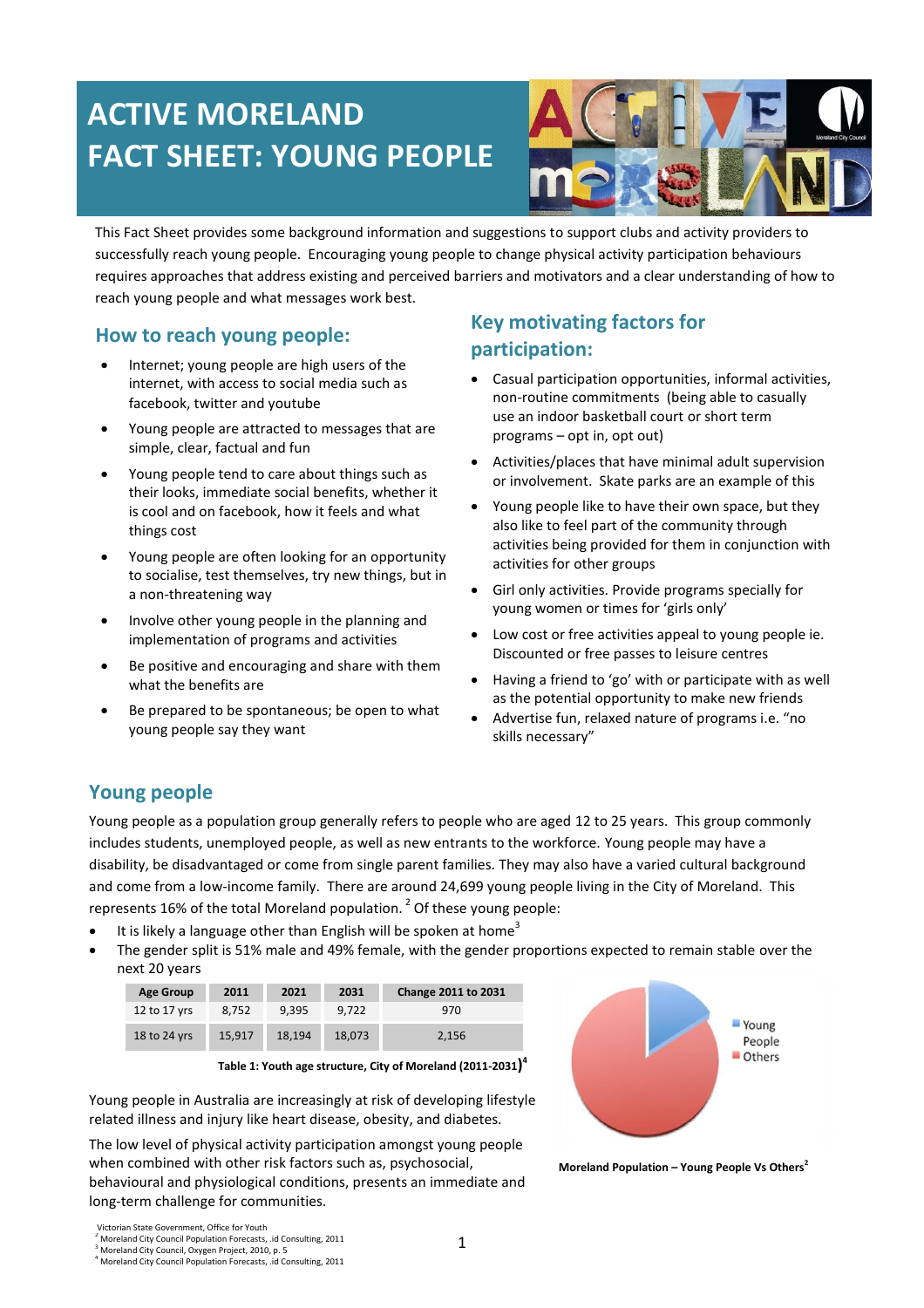# ACTIVE MORELAND FACT SHEET: YOUNG PEOPLE

This Fact Sheet provides some background information and suggestions to support clubs and activity providers to successfully reach young people. Encouraging young people to change physical activity participation behaviours requires approaches that address existing and perceived barriers and motivators and a clear understanding of how to reach young people and what messages work best.

## How to reach young people:

- Internet; young people are high users of the internet, with access to social media such as facebook, twitter and youtube
- Young people are attracted to messages that are simple, clear, factual and fun
- Young people tend to care about things such as their looks, immediate social benefits, whether it is cool and on facebook, how it feels and what things cost
- Young people are often looking for an opportunity to socialise, test themselves, try new things, but in a non-threatening way
- Involve other young people in the planning and implementation of programs and activities
- Be positive and encouraging and share with them what the benefits are
- Be prepared to be spontaneous; be open to what young people say they want

## Key motivating factors for participation:

- Casual participation opportunities, informal activities, non-routine commitments (being able to casually use an indoor basketball court or short term programs – opt in, opt out)
- Activities/places that have minimal adult supervision or involvement. Skate parks are an example of this
- Young people like to have their own space, but they also like to feel part of the community through activities being provided for them in conjunction with activities for other groups
- Girl only activities. Provide programs specially for young women or times for 'girls only'
- Low cost or free activities appeal to young people ie. Discounted or free passes to leisure centres
- Having a friend to 'go' with or participate with as well as the potential opportunity to make new friends
- Advertise fun, relaxed nature of programs i.e. "no skills necessary"

## Young people

Young people as a population group generally refers to people who are aged 12 to 25 years. This group commonly includes students, unemployed people, as well as new entrants to the workforce. Young people may have a disability, be disadvantaged or come from single parent families. They may also have a varied cultural background and come from a low-income family. There are around 24,699 young people living in the City of Moreland. This represents 16% of the total Moreland population. [2] Of these young people:

- It is likely a language other than English will be spoken at home[3]
- The gender split is 51% male and 49% female, with the gender proportions expected to remain stable over the next 20 years

| Age Group | 2011 | 2021 | 2031 | Change 2011 to 2031 |
|---|---|---|---|---|
| 12 to 17 yrs | 8,752 | 9,395 | 9,722 | 970 |
| 18 to 24 yrs | 15,917 | 18,194 | 18,073 | 2,156 |

**Table 1: Youth age structure, City of Moreland (2011-2031)**[4]

Young People
Others

**Moreland Population – Young People Vs Others**[2]

Young people in Australia are increasingly at risk of developing lifestyle related illness and injury like heart disease, obesity, and diabetes.

The low level of physical activity participation amongst young people when combined with other risk factors such as, psychosocial, behavioural and physiological conditions, presents an immediate and long-term challenge for communities.

Victorian State Government, Office for Youth
[2] Moreland City Council Population Forecasts, .id Consulting, 2011
[3] Moreland City Council, Oxygen Project, 2010, p. 5
[4] Moreland City Council Population Forecasts, .id Consulting, 2011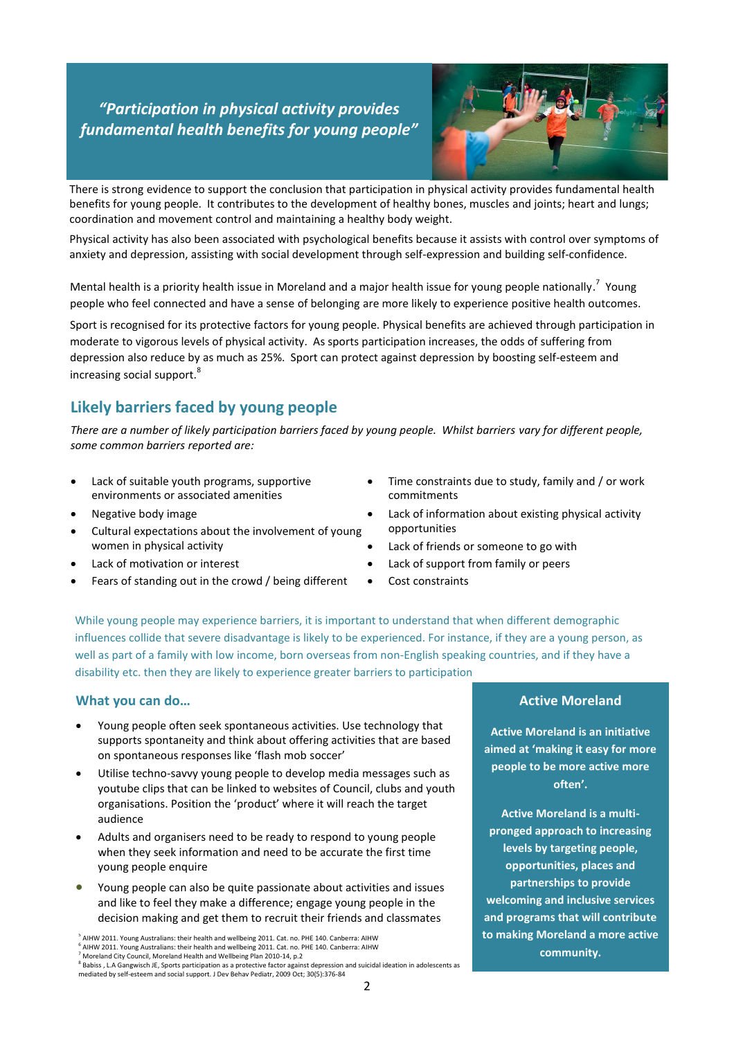*"Participation in physical activity provides fundamental health benefits for young people"*

There is strong evidence to support the conclusion that participation in physical activity provides fundamental health benefits for young people. It contributes to the development of healthy bones, muscles and joints; heart and lungs; coordination and movement control and maintaining a healthy body weight.

Physical activity has also been associated with psychological benefits because it assists with control over symptoms of anxiety and depression, assisting with social development through self-expression and building self-confidence.

Mental health is a priority health issue in Moreland and a major health issue for young people nationally.[7] Young people who feel connected and have a sense of belonging are more likely to experience positive health outcomes.

Sport is recognised for its protective factors for young people. Physical benefits are achieved through participation in moderate to vigorous levels of physical activity. As sports participation increases, the odds of suffering from depression also reduce by as much as 25%. Sport can protect against depression by boosting self-esteem and increasing social support.[8]

## Likely barriers faced by young people

*There are a number of likely participation barriers faced by young people. Whilst barriers vary for different people, some common barriers reported are:*

- Lack of suitable youth programs, supportive environments or associated amenities
- Negative body image
- Cultural expectations about the involvement of young women in physical activity
- Lack of motivation or interest
- Fears of standing out in the crowd / being different
- Time constraints due to study, family and / or work commitments
- Lack of information about existing physical activity opportunities
- Lack of friends or someone to go with
- Lack of support from family or peers
- Cost constraints

While young people may experience barriers, it is important to understand that when different demographic influences collide that severe disadvantage is likely to be experienced. For instance, if they are a young person, as well as part of a family with low income, born overseas from non-English speaking countries, and if they have a disability etc. then they are likely to experience greater barriers to participation

### What you can do…

- Young people often seek spontaneous activities. Use technology that supports spontaneity and think about offering activities that are based on spontaneous responses like 'flash mob soccer'
- Utilise techno-savvy young people to develop media messages such as youtube clips that can be linked to websites of Council, clubs and youth organisations. Position the 'product' where it will reach the target audience
- Adults and organisers need to be ready to respond to young people when they seek information and need to be accurate the first time young people enquire
- Young people can also be quite passionate about activities and issues and like to feel they make a difference; engage young people in the decision making and get them to recruit their friends and classmates

### Active Moreland

**Active Moreland is an initiative aimed at 'making it easy for more people to be more active more often'.**

**Active Moreland is a multi-pronged approach to increasing levels by targeting people, opportunities, places and partnerships to provide welcoming and inclusive services and programs that will contribute to making Moreland a more active community.**

[5] AIHW 2011. Young Australians: their health and wellbeing 2011. Cat. no. PHE 140. Canberra: AIHW
[6] AIHW 2011. Young Australians: their health and wellbeing 2011. Cat. no. PHE 140. Canberra: AIHW
[7] Moreland City Council, Moreland Health and Wellbeing Plan 2010-14, p.2
[8] Babiss , L.A Gangwisch JE, Sports participation as a protective factor against depression and suicidal ideation in adolescents as mediated by self-esteem and social support. J Dev Behav Pediatr, 2009 Oct; 30(5):376-84